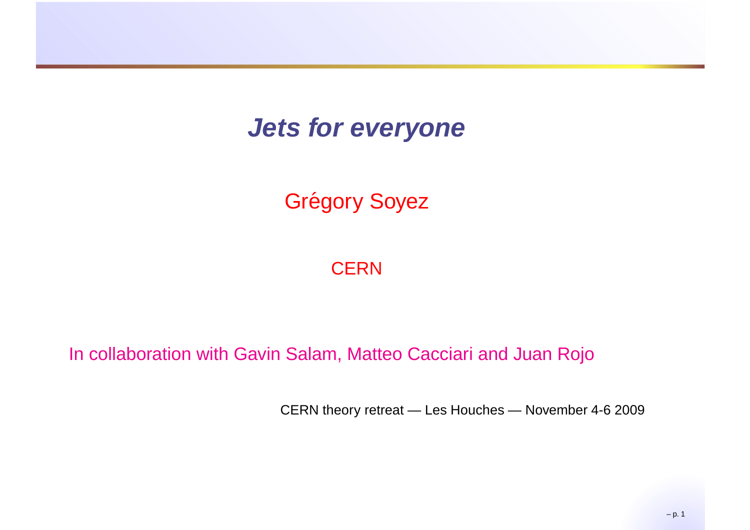# *Jets for everyone*

Grégory Soyez

CERN

In collaboration with Gavin Salam, Matteo Cacciari and Juan Rojo

CERN theory retreat — Les Houches — November 4-6 2009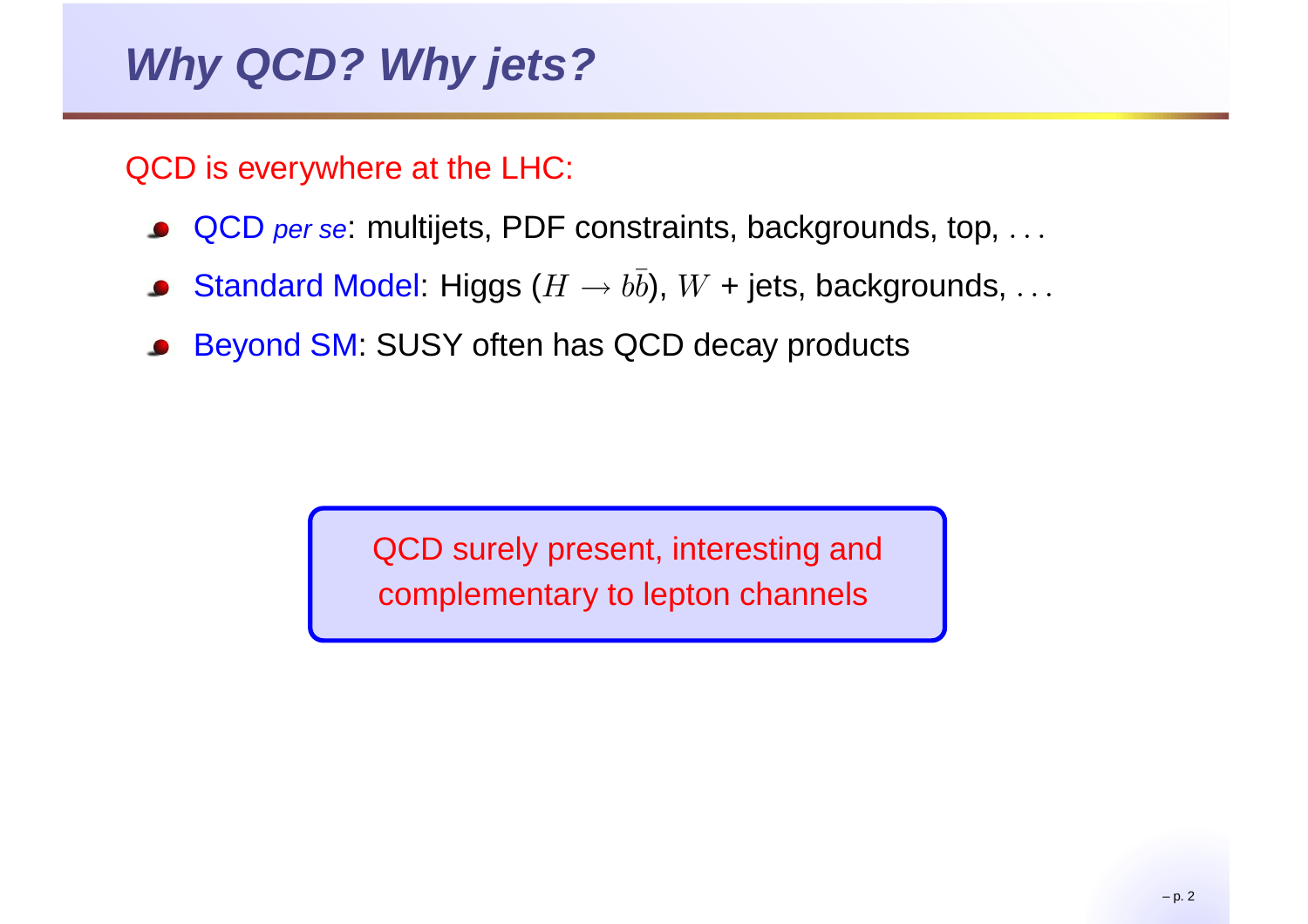# Why QCD? Why jets?

QCD is everywhere at the LHC:

- QCD *per se*: multijets, PDF constraints, backgrounds, top, . . .
- Standard Model: Higgs ($H \to b\bar{b}$), $W$ + jets, backgrounds, . . .
- Beyond SM: SUSY often has QCD decay products

> QCD surely present, interesting and complementary to lepton channels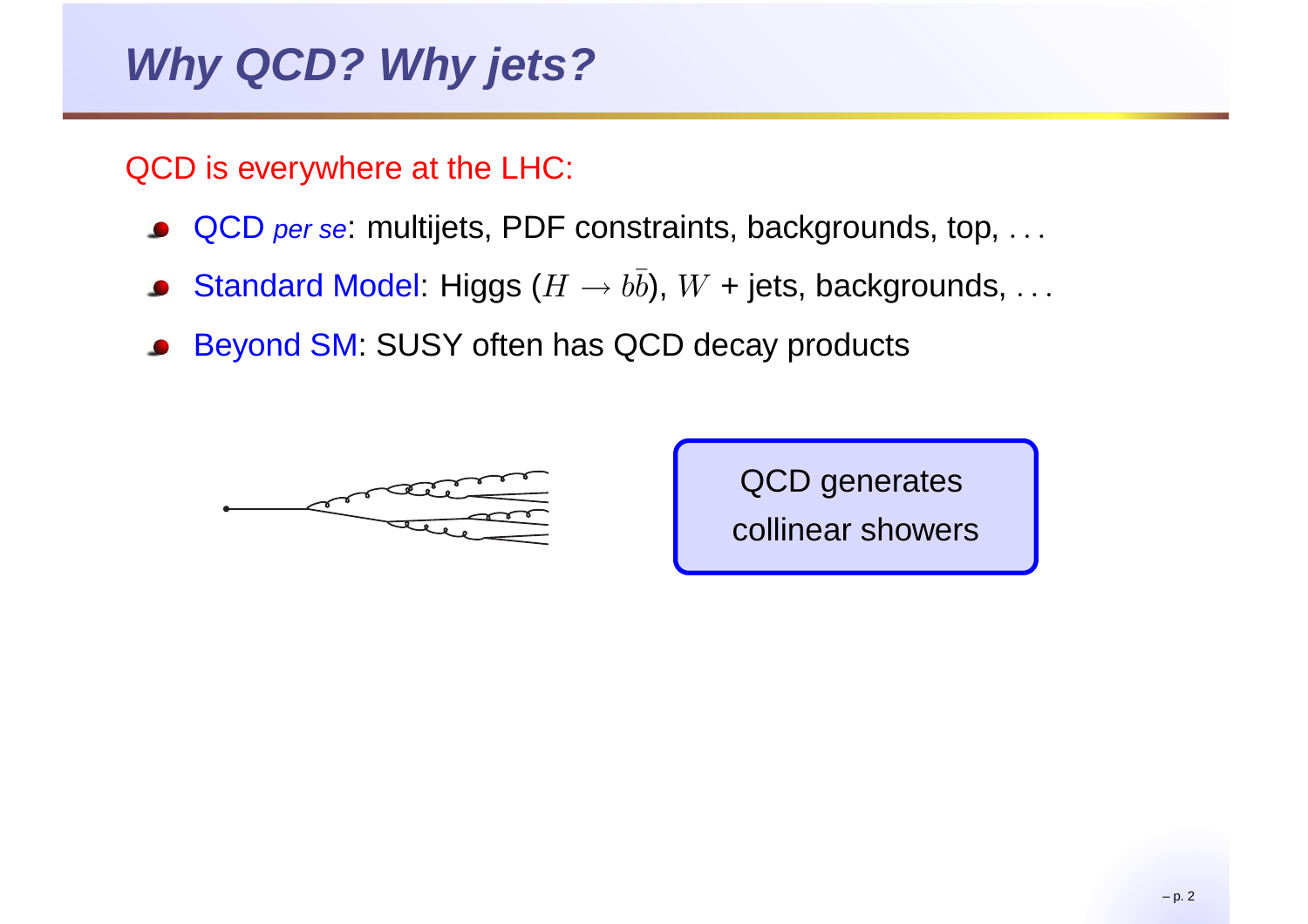# *Why QCD? Why jets?*

QCD is everywhere at the LHC:

- QCD *per se*: multijets, PDF constraints, backgrounds, top, . . .
- Standard Model: Higgs ($H \to b\bar{b}$), $W$ + jets, backgrounds, . . .
- Beyond SM: SUSY often has QCD decay products

QCD generates collinear showers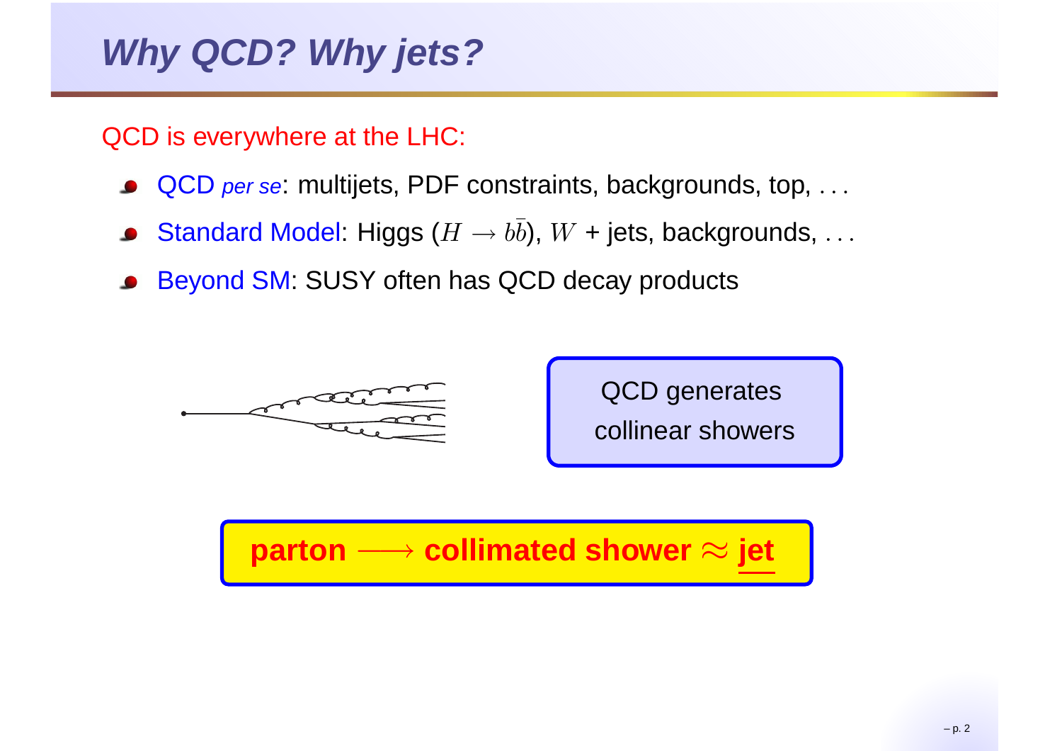# Why QCD? Why jets?

QCD is everywhere at the LHC:

- QCD *per se*: multijets, PDF constraints, backgrounds, top, ...
- Standard Model: Higgs ($H \to b\bar{b}$), $W$ + jets, backgrounds, ...
- Beyond SM: SUSY often has QCD decay products

QCD generates collinear showers

**parton $\longrightarrow$ collimated shower $\approx$ jet**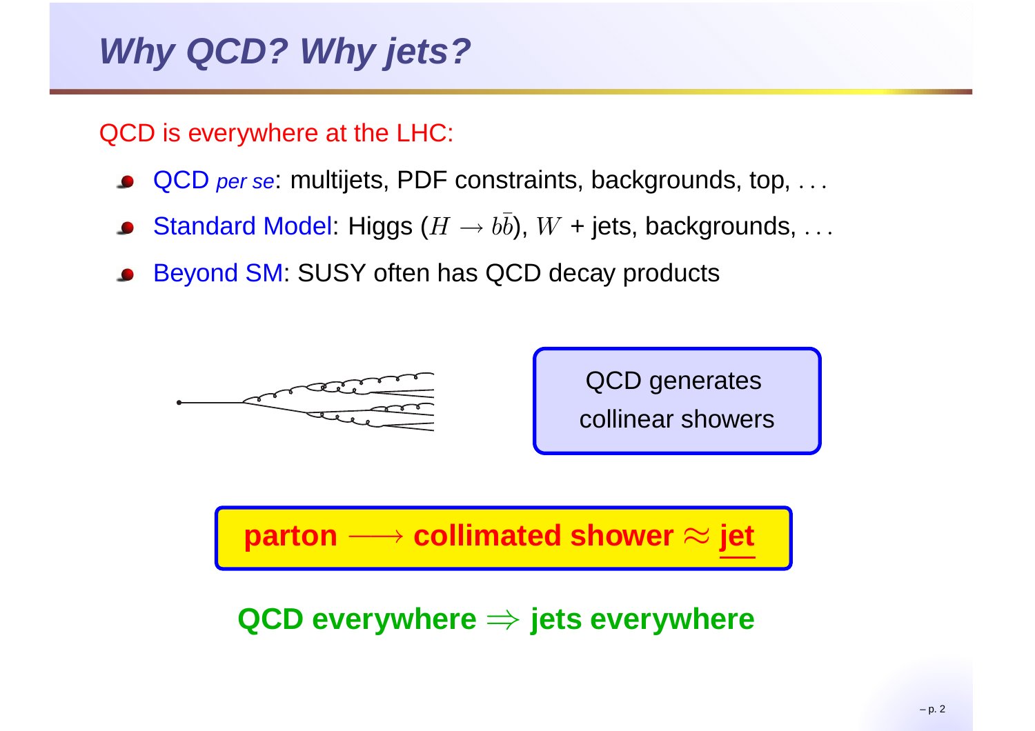# Why QCD? Why jets?

QCD is everywhere at the LHC:

- QCD *per se*: multijets, PDF constraints, backgrounds, top, ...
- Standard Model: Higgs ($H \to b\bar{b}$), $W$ + jets, backgrounds, ...
- Beyond SM: SUSY often has QCD decay products

QCD generates collinear showers

**parton $\longrightarrow$ collimated shower $\approx$ jet**

**QCD everywhere $\Rightarrow$ jets everywhere**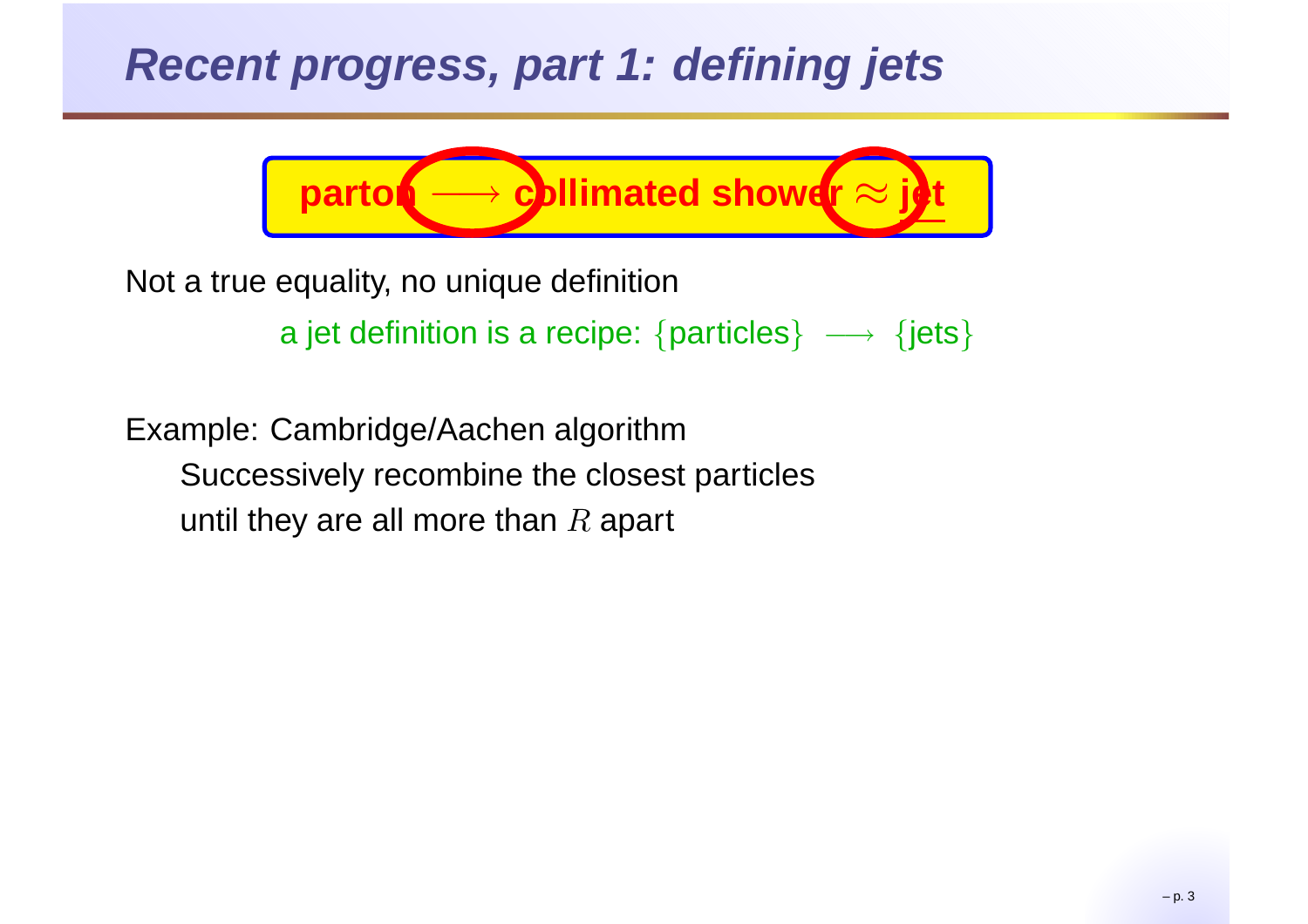# Recent progress, part 1: defining jets

**parton $\longrightarrow$ collimated shower $\approx$ jet**

Not a true equality, no unique definition

a jet definition is a recipe: $\{$particles$\}$ $\longrightarrow$ $\{$jets$\}$

Example: Cambridge/Aachen algorithm

Successively recombine the closest particles
until they are all more than $R$ apart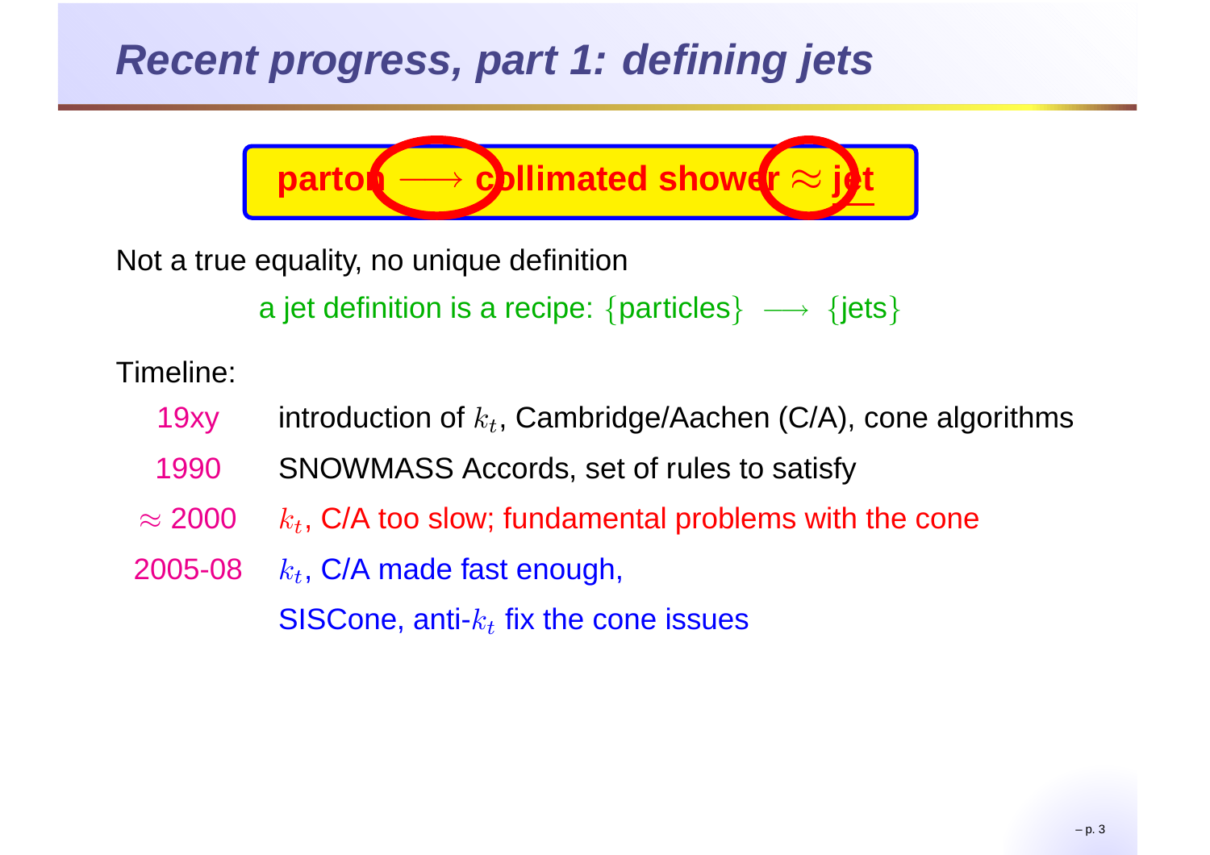# Recent progress, part 1: defining jets

**parton $\longrightarrow$ collimated shower $\approx$ jet**

Not a true equality, no unique definition

a jet definition is a recipe: $\{\text{particles}\} \longrightarrow \{\text{jets}\}$

Timeline:

| | |
|---|---|
| 19xy | introduction of $k_t$, Cambridge/Aachen (C/A), cone algorithms |
| 1990 | SNOWMASS Accords, set of rules to satisfy |
| $\approx$ 2000 | $k_t$, C/A too slow; fundamental problems with the cone |
| 2005-08 | $k_t$, C/A made fast enough, |
| | SISCone, anti-$k_t$ fix the cone issues |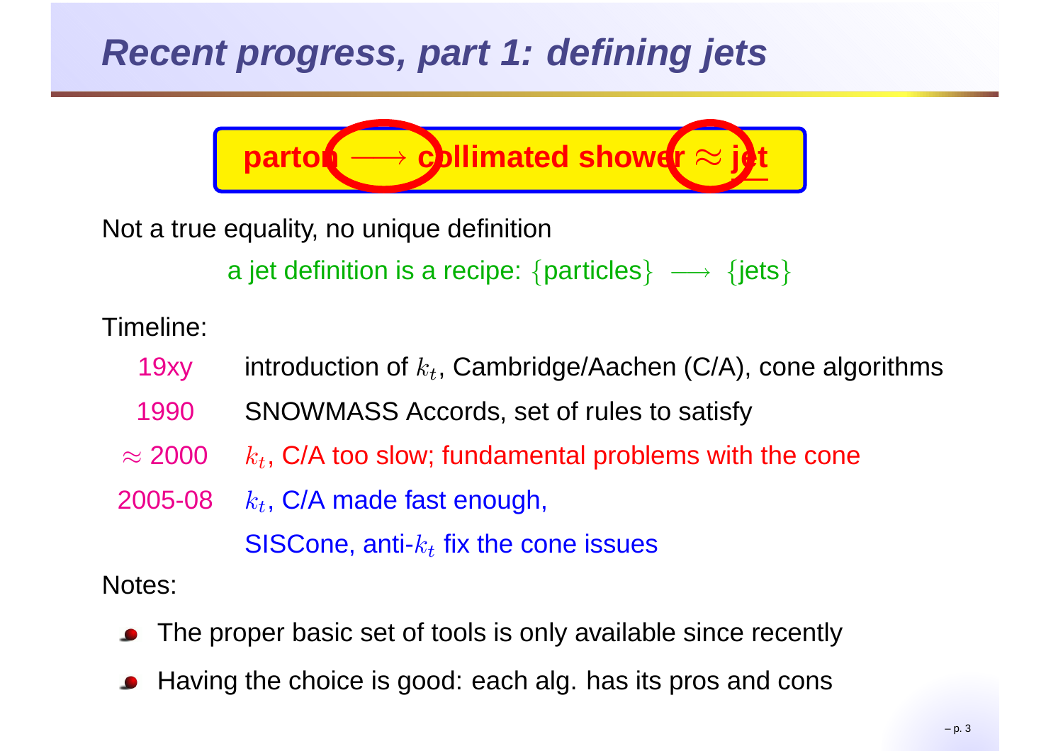# Recent progress, part 1: defining jets

**parton $\longrightarrow$ collimated shower $\approx$ jet**

Not a true equality, no unique definition

a jet definition is a recipe: {particles} $\longrightarrow$ {jets}

Timeline:

| | |
|---|---|
| 19xy | introduction of $k_t$, Cambridge/Aachen (C/A), cone algorithms |
| 1990 | SNOWMASS Accords, set of rules to satisfy |
| $\approx$ 2000 | $k_t$, C/A too slow; fundamental problems with the cone |
| 2005-08 | $k_t$, C/A made fast enough, SISCone, anti-$k_t$ fix the cone issues |

Notes:

- The proper basic set of tools is only available since recently
- Having the choice is good: each alg. has its pros and cons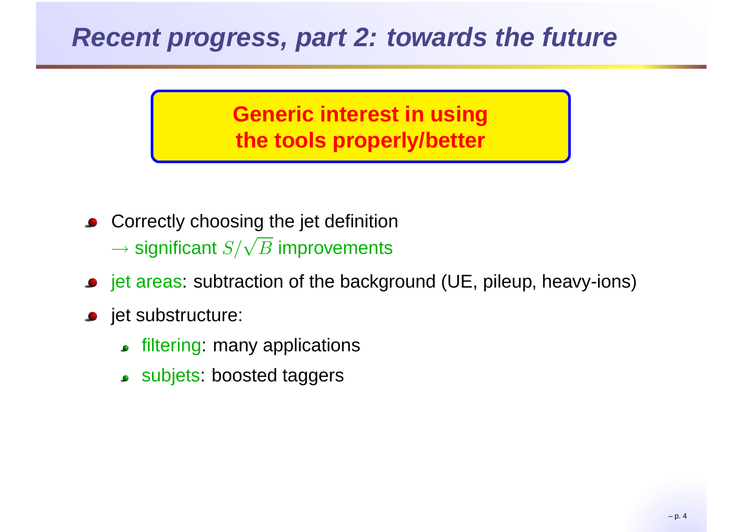# Recent progress, part 2: towards the future

**Generic interest in using the tools properly/better**

- Correctly choosing the jet definition
  $\rightarrow$ significant $S/\sqrt{B}$ improvements
- jet areas: subtraction of the background (UE, pileup, heavy-ions)
- jet substructure:
  - filtering: many applications
  - subjets: boosted taggers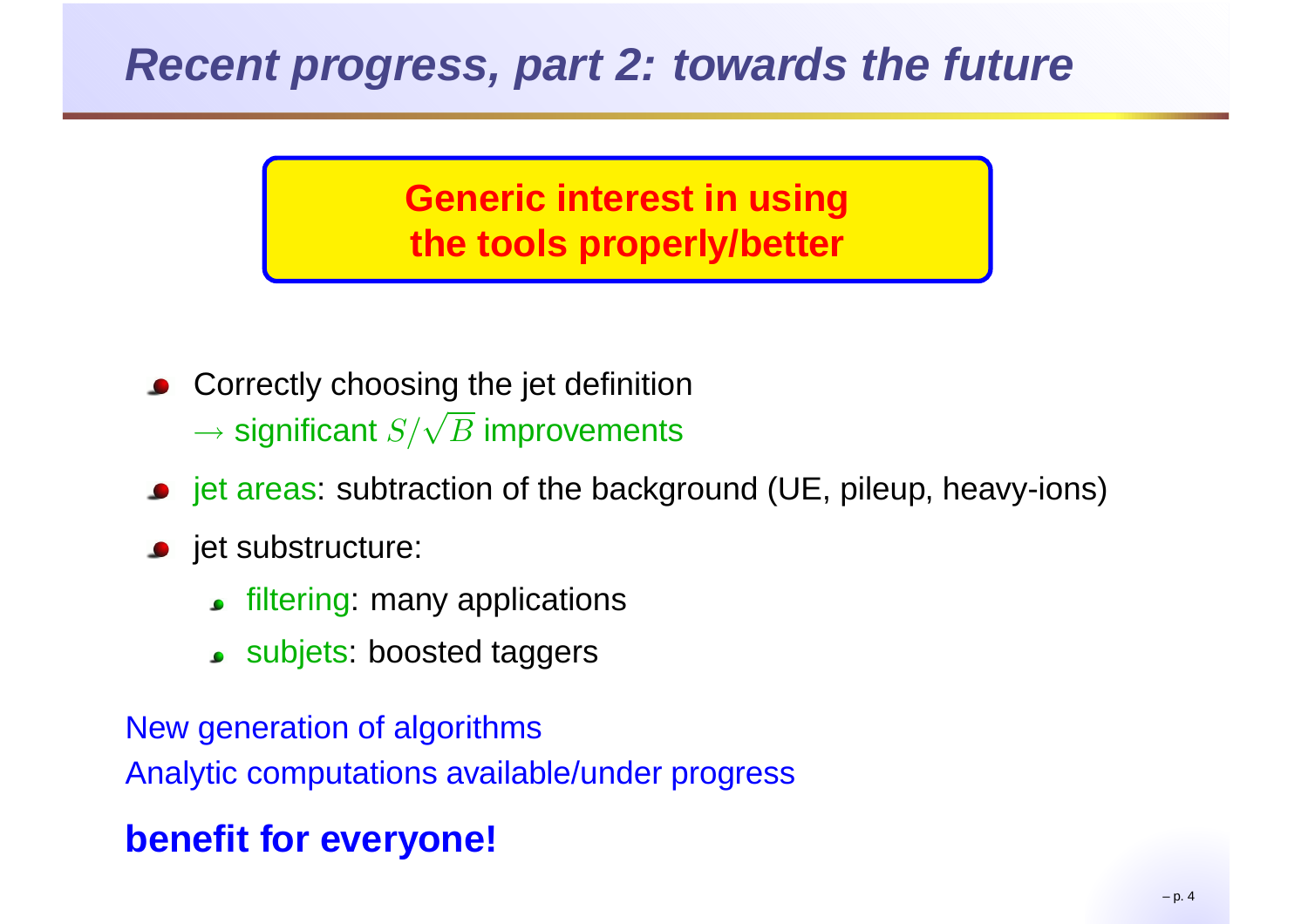# Recent progress, part 2: towards the future

**Generic interest in using the tools properly/better**

- Correctly choosing the jet definition
  $\rightarrow$ significant $S/\sqrt{B}$ improvements
- jet areas: subtraction of the background (UE, pileup, heavy-ions)
- jet substructure:
  - filtering: many applications
  - subjets: boosted taggers

New generation of algorithms

Analytic computations available/under progress

**benefit for everyone!**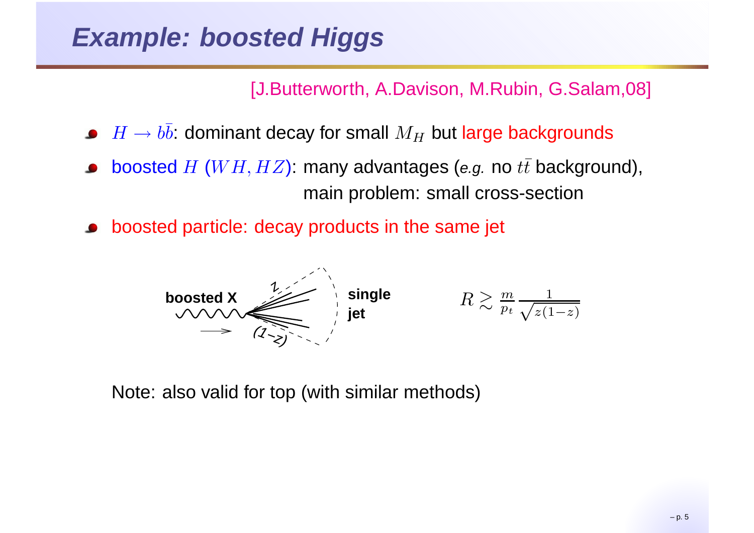# Example: boosted Higgs

[J.Butterworth, A.Davison, M.Rubin, G.Salam,08]

- $H \to b\bar{b}$: dominant decay for small $M_H$ but large backgrounds
- boosted $H$ ($WH, HZ$): many advantages (*e.g.* no $t\bar{t}$ background),
  main problem: small cross-section
- boosted particle: decay products in the same jet

boosted X — $z$ — $(1-z)$ — single jet

$$R \gtrsim \frac{m}{p_t} \frac{1}{\sqrt{z(1-z)}}$$

Note: also valid for top (with similar methods)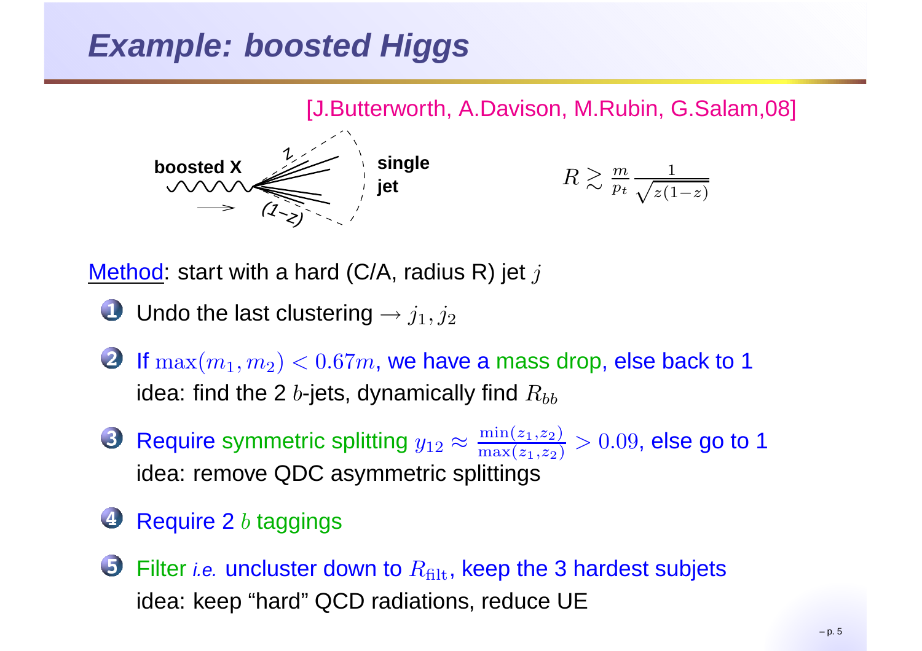# Example: boosted Higgs

[J.Butterworth, A.Davison, M.Rubin, G.Salam,08]

boosted X — $z$ — $(1-z)$ — single jet

$$R \gtrsim \frac{m}{p_t}\frac{1}{\sqrt{z(1-z)}}$$

Method: start with a hard (C/A, radius R) jet $j$

1. Undo the last clustering $\rightarrow j_1, j_2$
2. If $\max(m_1, m_2) < 0.67m$, we have a mass drop, else back to 1
   idea: find the 2 $b$-jets, dynamically find $R_{bb}$
3. Require symmetric splitting $y_{12} \approx \frac{\min(z_1,z_2)}{\max(z_1,z_2)} > 0.09$, else go to 1
   idea: remove QDC asymmetric splittings
4. Require 2 $b$ taggings
5. Filter *i.e.* uncluster down to $R_{\text{filt}}$, keep the 3 hardest subjets
   idea: keep "hard" QCD radiations, reduce UE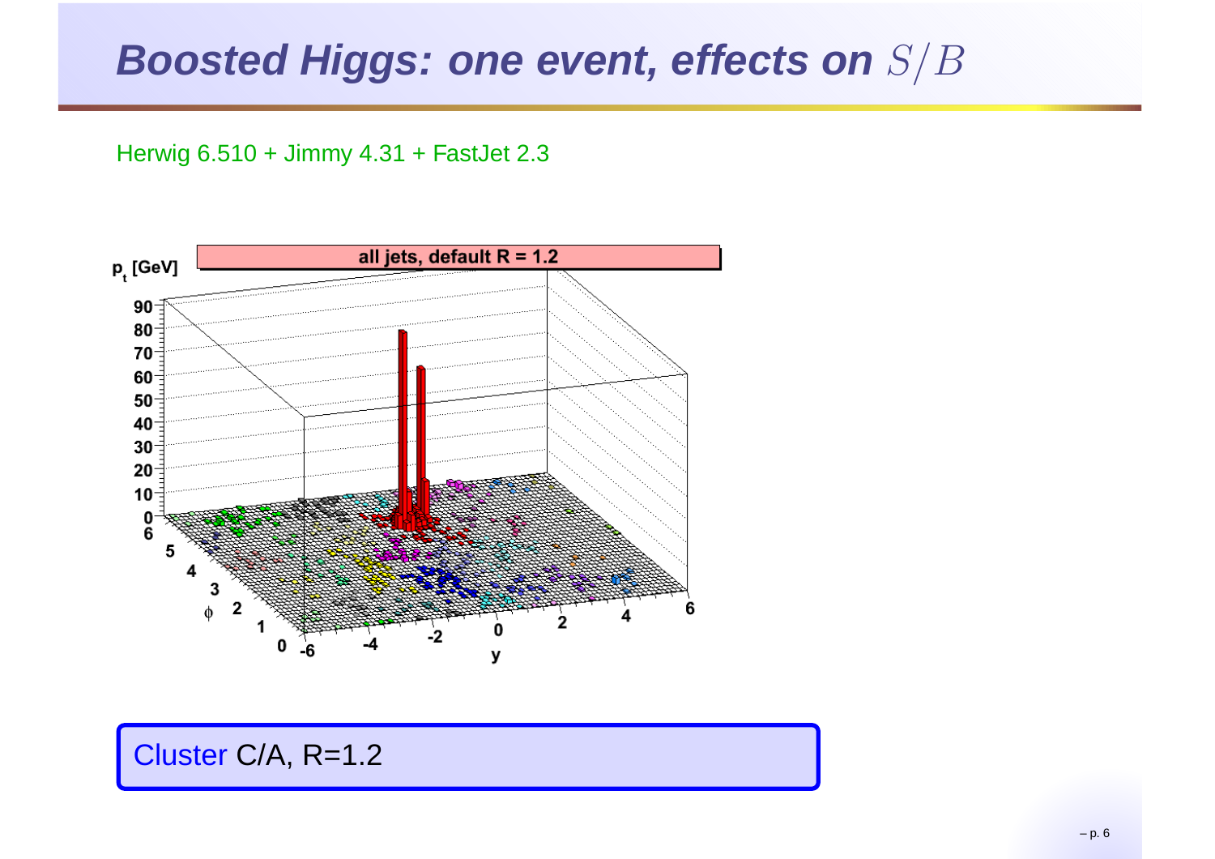# *Boosted Higgs: one event, effects on* $S/B$

Herwig 6.510 + Jimmy 4.31 + FastJet 2.3

Cluster C/A, R=1.2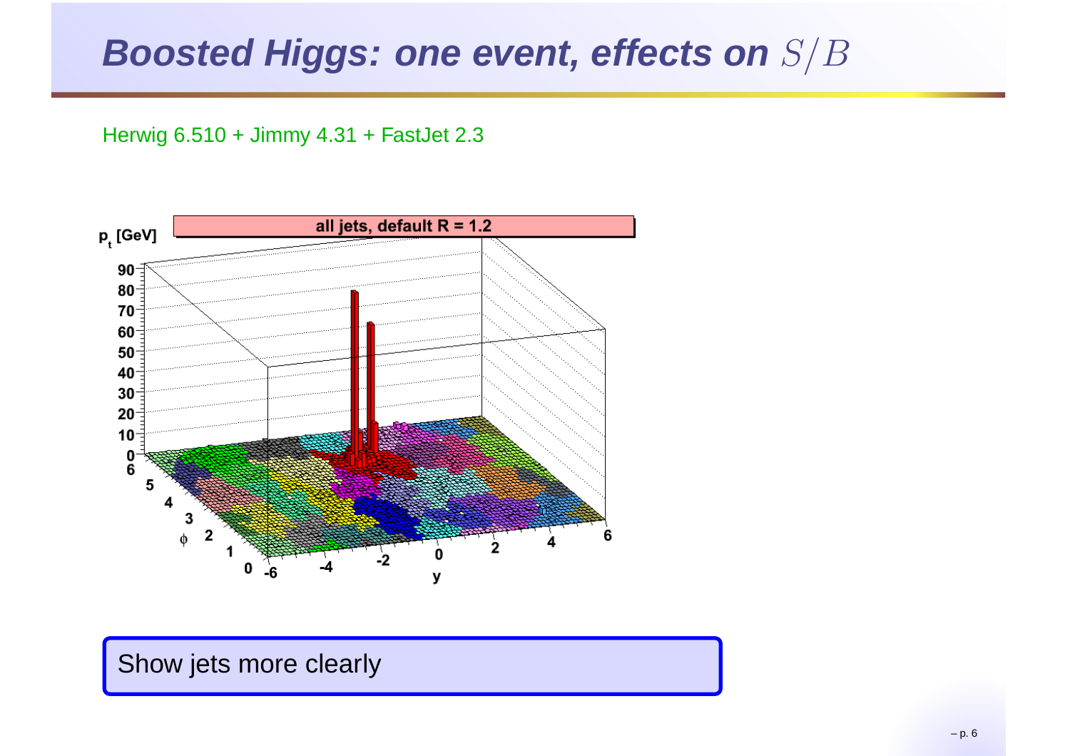# *Boosted Higgs: one event, effects on* $S/B$

Herwig 6.510 + Jimmy 4.31 + FastJet 2.3

Show jets more clearly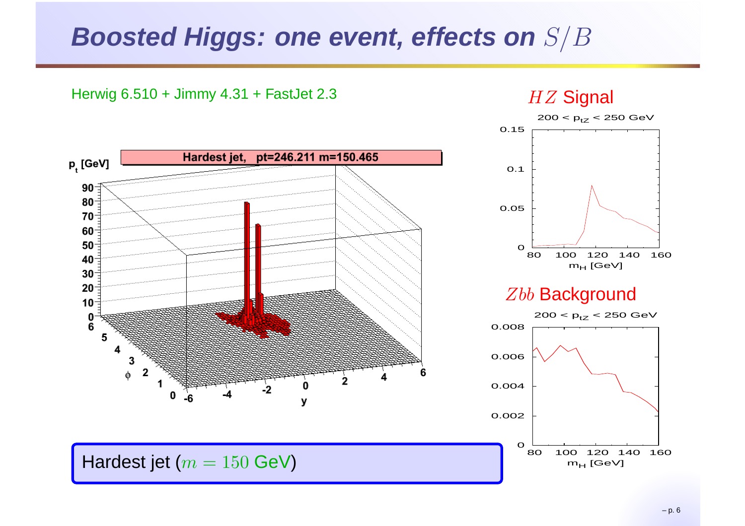# Boosted Higgs: one event, effects on $S/B$

Herwig 6.510 + Jimmy 4.31 + FastJet 2.3

$HZ$ Signal

$Zbb$ Background

Hardest jet ($m = 150$ GeV)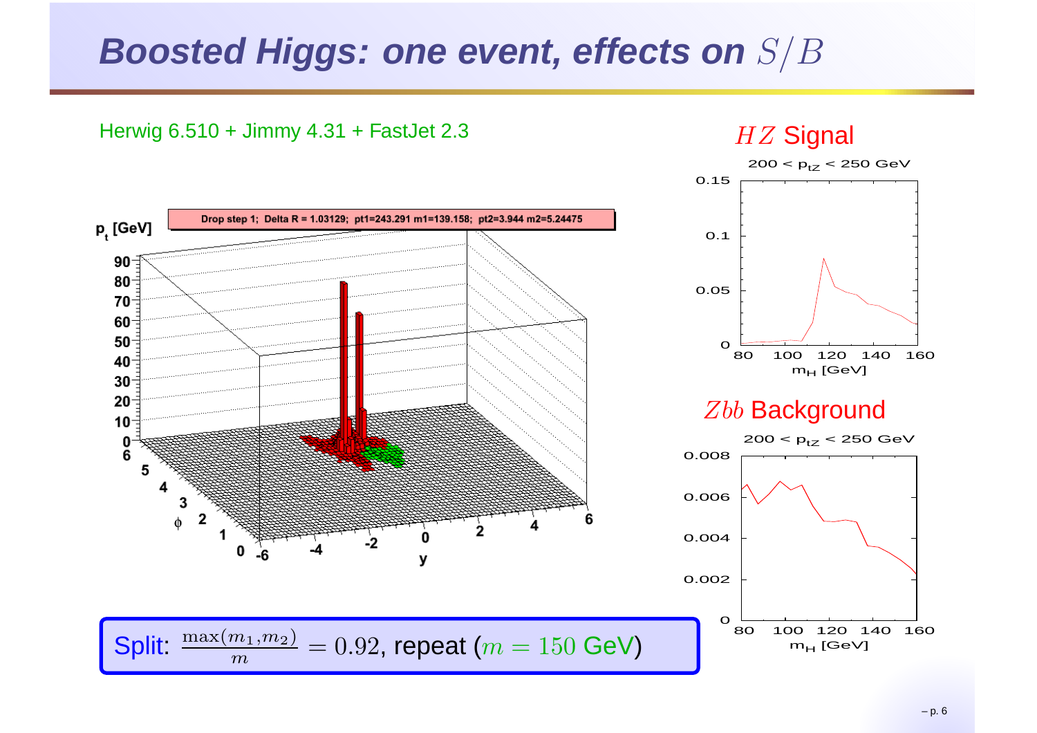# Boosted Higgs: one event, effects on $S/B$

Herwig 6.510 + Jimmy 4.31 + FastJet 2.3

Drop step 1; Delta R = 1.03129; pt1=243.291 m1=139.158; pt2=3.944 m2=5.24475

$HZ$ Signal

$200 < p_{tZ} < 250$ GeV

$Zbb$ Background

$200 < p_{tZ} < 250$ GeV

Split: $\frac{\max(m_1, m_2)}{m} = 0.92$, repeat ($m = 150$ GeV)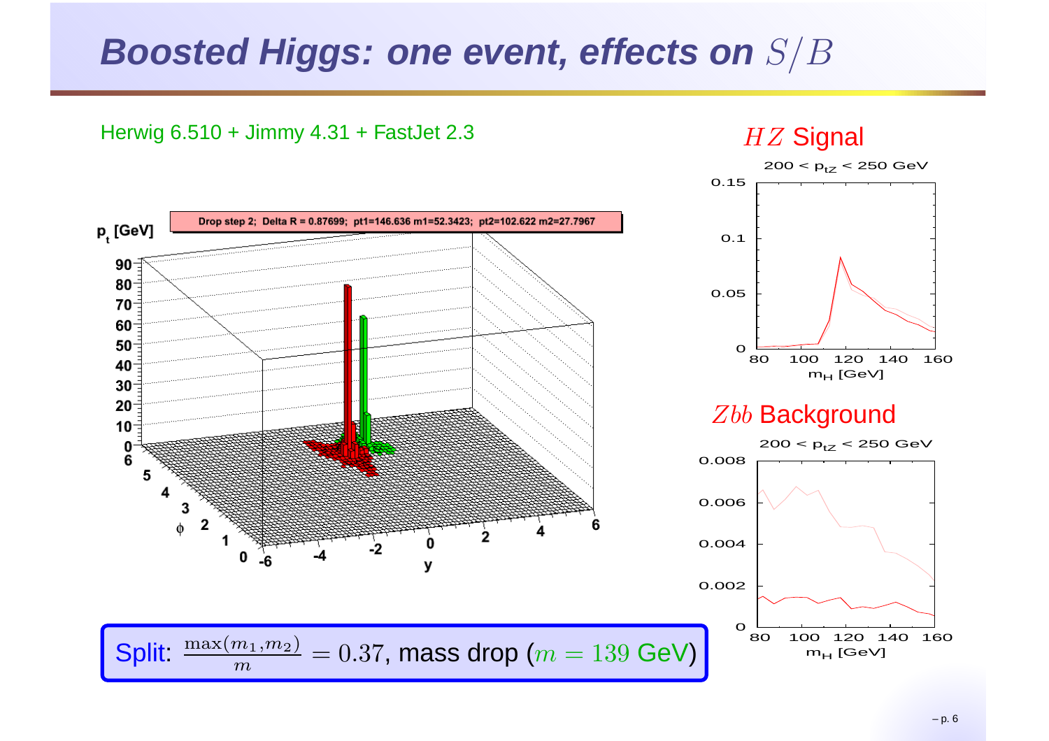# Boosted Higgs: one event, effects on $S/B$

Herwig 6.510 + Jimmy 4.31 + FastJet 2.3

Drop step 2; Delta R = 0.87699; pt1=146.636 m1=52.3423; pt2=102.622 m2=27.7967

$HZ$ Signal

$200 < p_{tZ} < 250$ GeV

$Zbb$ Background

$200 < p_{tZ} < 250$ GeV

Split: $\frac{\max(m_1,m_2)}{m} = 0.37$, mass drop ($m = 139$ GeV)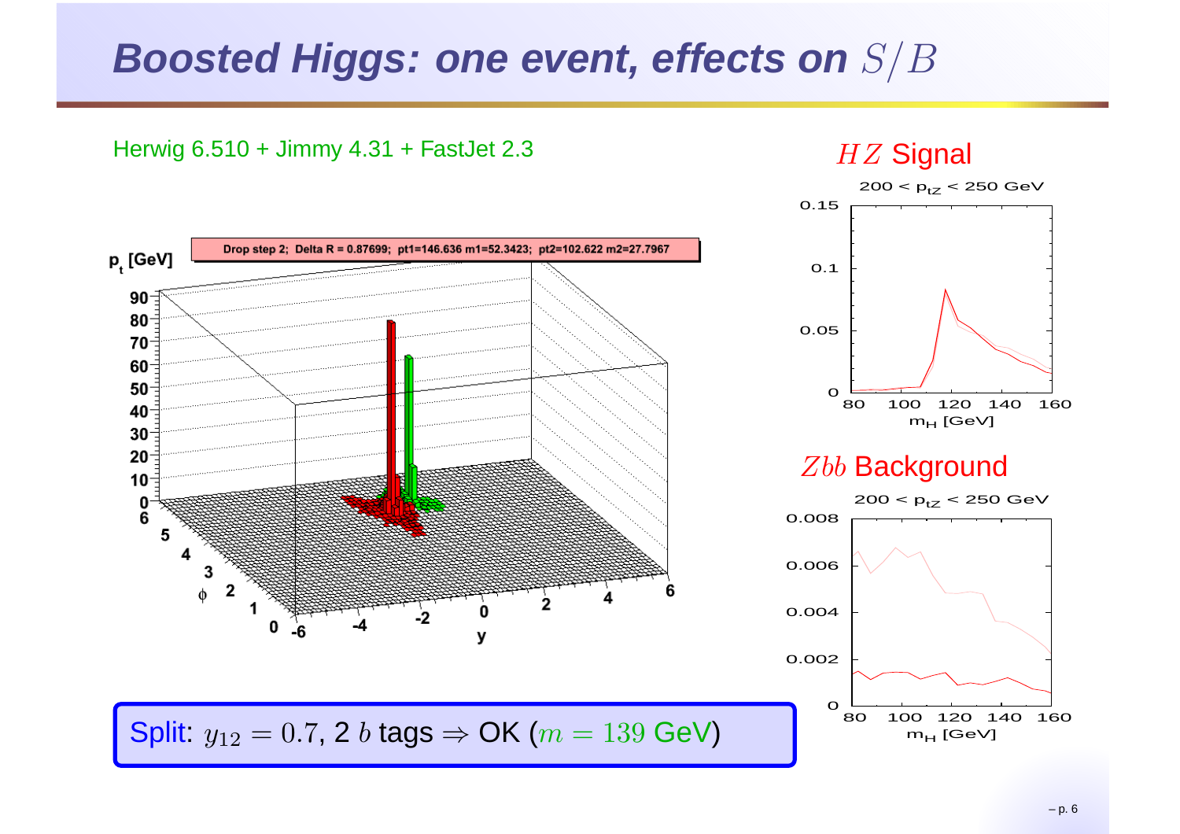# Boosted Higgs: one event, effects on $S/B$

Herwig 6.510 + Jimmy 4.31 + FastJet 2.3

Drop step 2; Delta R = 0.87699; pt1=146.636 m1=52.3423; pt2=102.622 m2=27.7967

$HZ$ Signal

$200 < p_{tZ} < 250$ GeV

$Zbb$ Background

$200 < p_{tZ} < 250$ GeV

Split: $y_{12} = 0.7$, 2 $b$ tags $\Rightarrow$ OK ($m = 139$ GeV)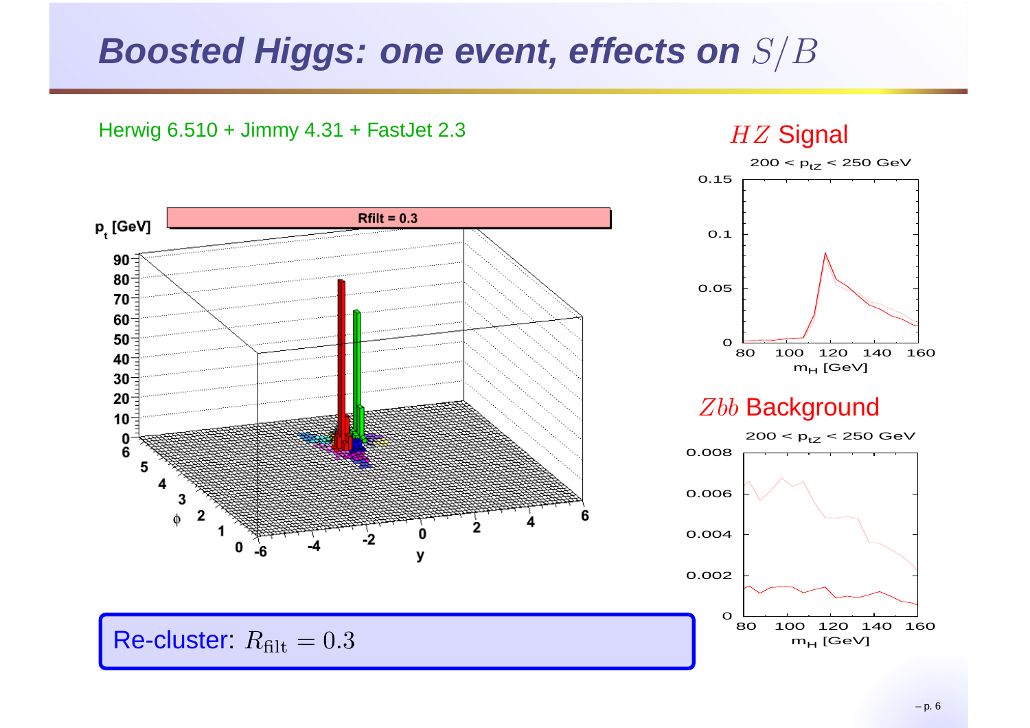# Boosted Higgs: one event, effects on $S/B$

Herwig 6.510 + Jimmy 4.31 + FastJet 2.3

$HZ$ Signal

$Zbb$ Background

Re-cluster: $R_{\text{filt}} = 0.3$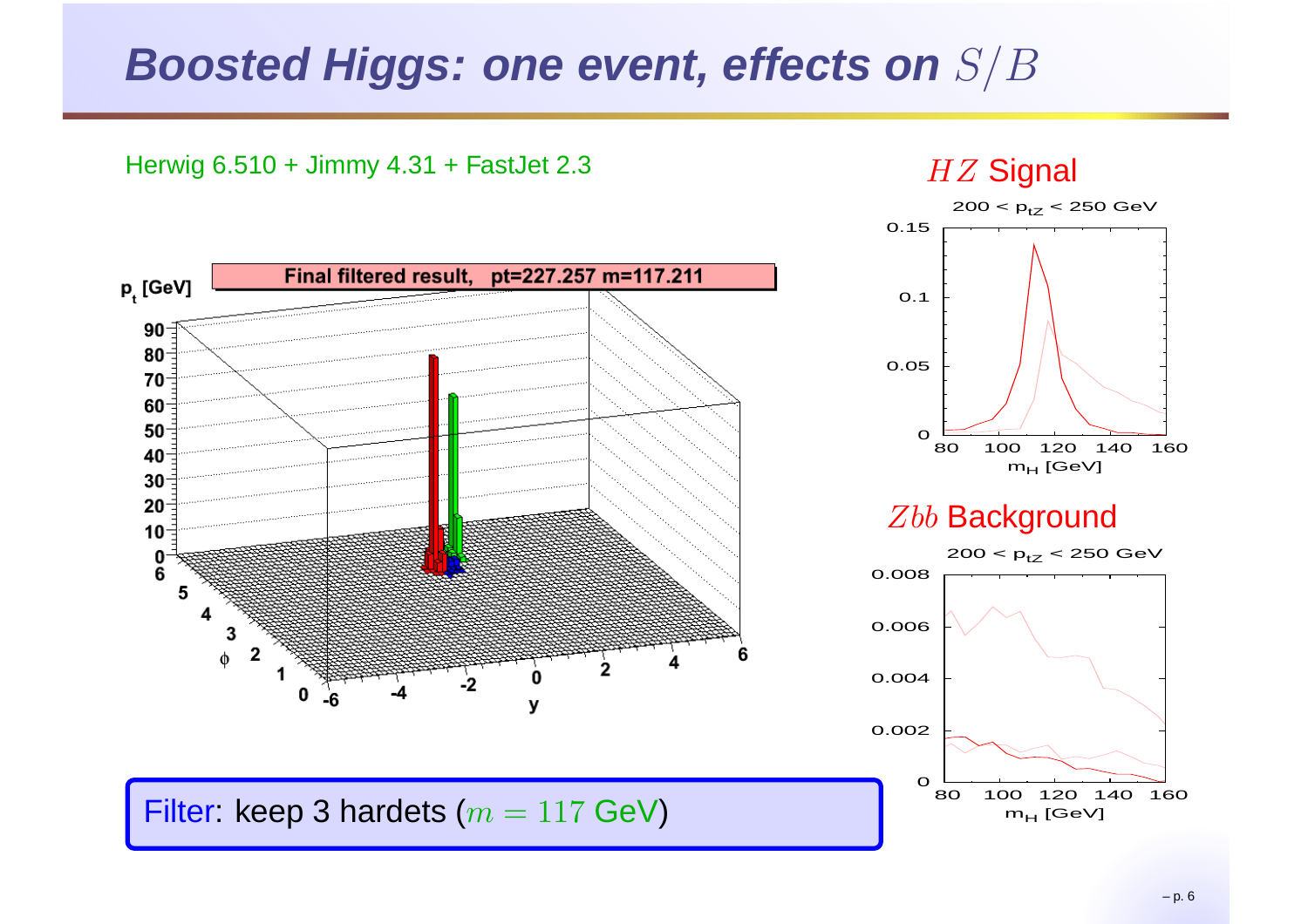# Boosted Higgs: one event, effects on $S/B$

Herwig 6.510 + Jimmy 4.31 + FastJet 2.3

**Filter**: keep 3 hardets ($m = 117$ GeV)

$HZ$ Signal

$Zbb$ Background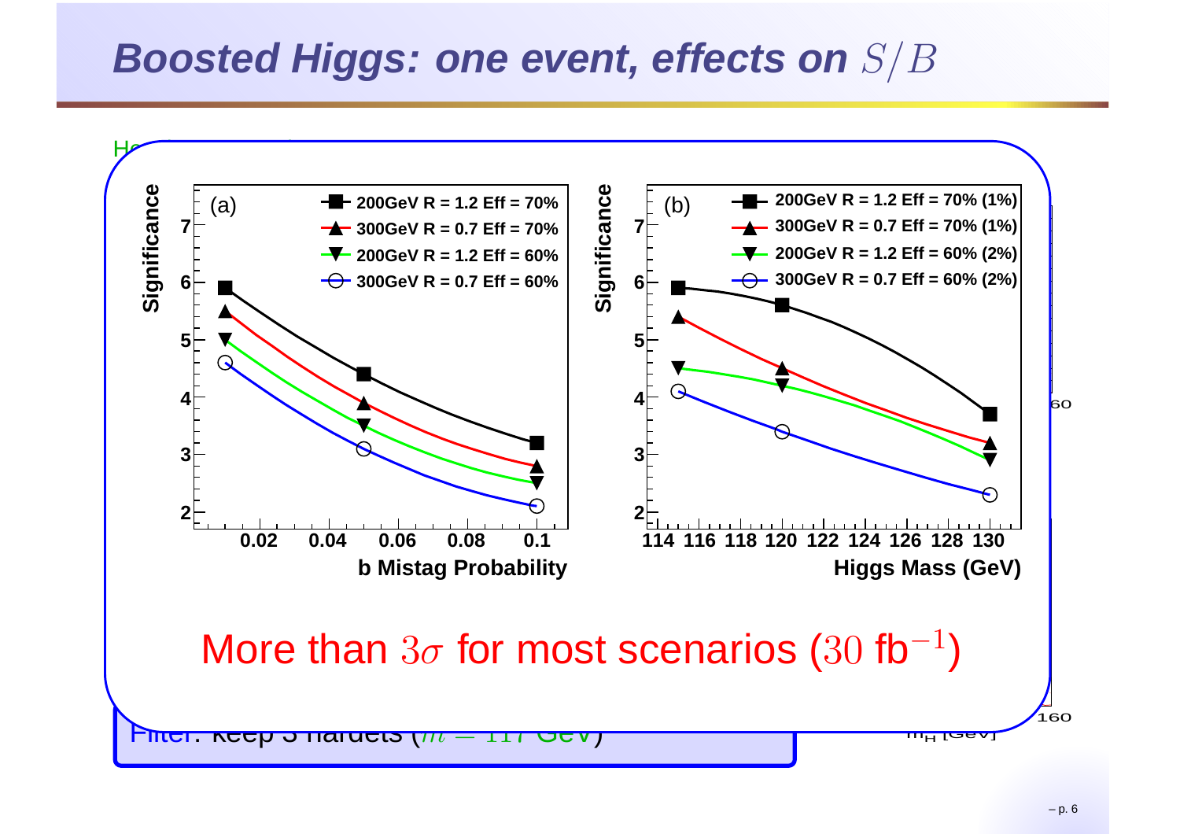# Boosted Higgs: one event, effects on $S/B$

(a)

Significance

200GeV R = 1.2 Eff = 70%
300GeV R = 0.7 Eff = 70%
200GeV R = 1.2 Eff = 60%
300GeV R = 0.7 Eff = 60%

2 3 4 5 6 7

0.02 0.04 0.06 0.08 0.1

b Mistag Probability

(b)

Significance

200GeV R = 1.2 Eff = 70% (1%)
300GeV R = 0.7 Eff = 70% (1%)
200GeV R = 1.2 Eff = 60% (2%)
300GeV R = 0.7 Eff = 60% (2%)

2 3 4 5 6 7

114 116 118 120 122 124 126 128 130

Higgs Mass (GeV)

More than $3\sigma$ for most scenarios ($30$ fb$^{-1}$)